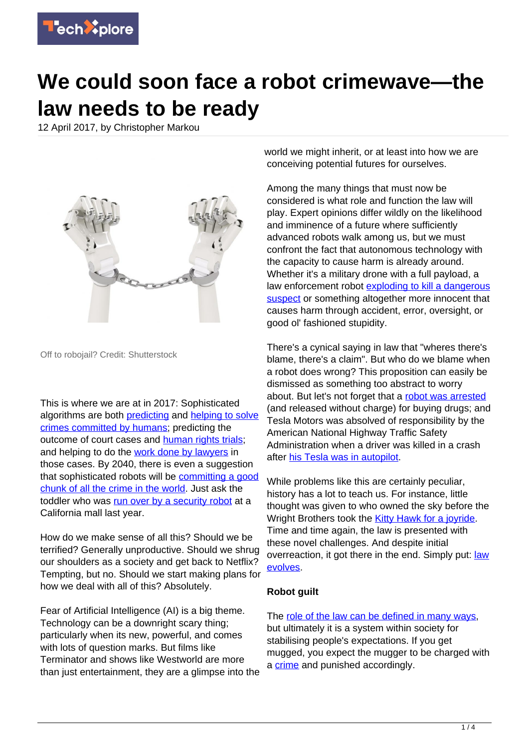# We could soon face a robot crimewave—the law needs to be ready

12 April 2017, by Christopher Markou

Off to robojail? Credit: Shutterstock

This is where we are at in 2017: Sophisticated algorithms are both predicting and helping to solve crimes committed by humans; predicting the outcome of court cases and human rights trials; and helping to do the work done by lawyers in those cases. By 2040, there is even a suggestion that sophisticated robots will be committing a good chunk of all the crime in the world. Just ask the toddler who was run over by a security robot at a California mall last year.

How do we make sense of all this? Should we be terrified? Generally unproductive. Should we shrug our shoulders as a society and get back to Netflix? Tempting, but no. Should we start making plans for how we deal with all of this? Absolutely.

Fear of Artificial Intelligence (AI) is a big theme. Technology can be a downright scary thing; particularly when its new, powerful, and comes with lots of question marks. But films like Terminator and shows like Westworld are more than just entertainment, they are a glimpse into the world we might inherit, or at least into how we are conceiving potential futures for ourselves.

Among the many things that must now be considered is what role and function the law will play. Expert opinions differ wildly on the likelihood and imminence of a future where sufficiently advanced robots walk among us, but we must confront the fact that autonomous technology with the capacity to cause harm is already around. Whether it's a military drone with a full payload, a law enforcement robot exploding to kill a dangerous suspect or something altogether more innocent that causes harm through accident, error, oversight, or good ol' fashioned stupidity.

There's a cynical saying in law that "wheres there's blame, there's a claim". But who do we blame when a robot does wrong? This proposition can easily be dismissed as something too abstract to worry about. But let's not forget that a robot was arrested (and released without charge) for buying drugs; and Tesla Motors was absolved of responsibility by the American National Highway Traffic Safety Administration when a driver was killed in a crash after his Tesla was in autopilot.

While problems like this are certainly peculiar, history has a lot to teach us. For instance, little thought was given to who owned the sky before the Wright Brothers took the Kitty Hawk for a joyride. Time and time again, the law is presented with these novel challenges. And despite initial overreaction, it got there in the end. Simply put: law evolves.

### Robot guilt

The role of the law can be defined in many ways, but ultimately it is a system within society for stabilising people's expectations. If you get mugged, you expect the mugger to be charged with a crime and punished accordingly.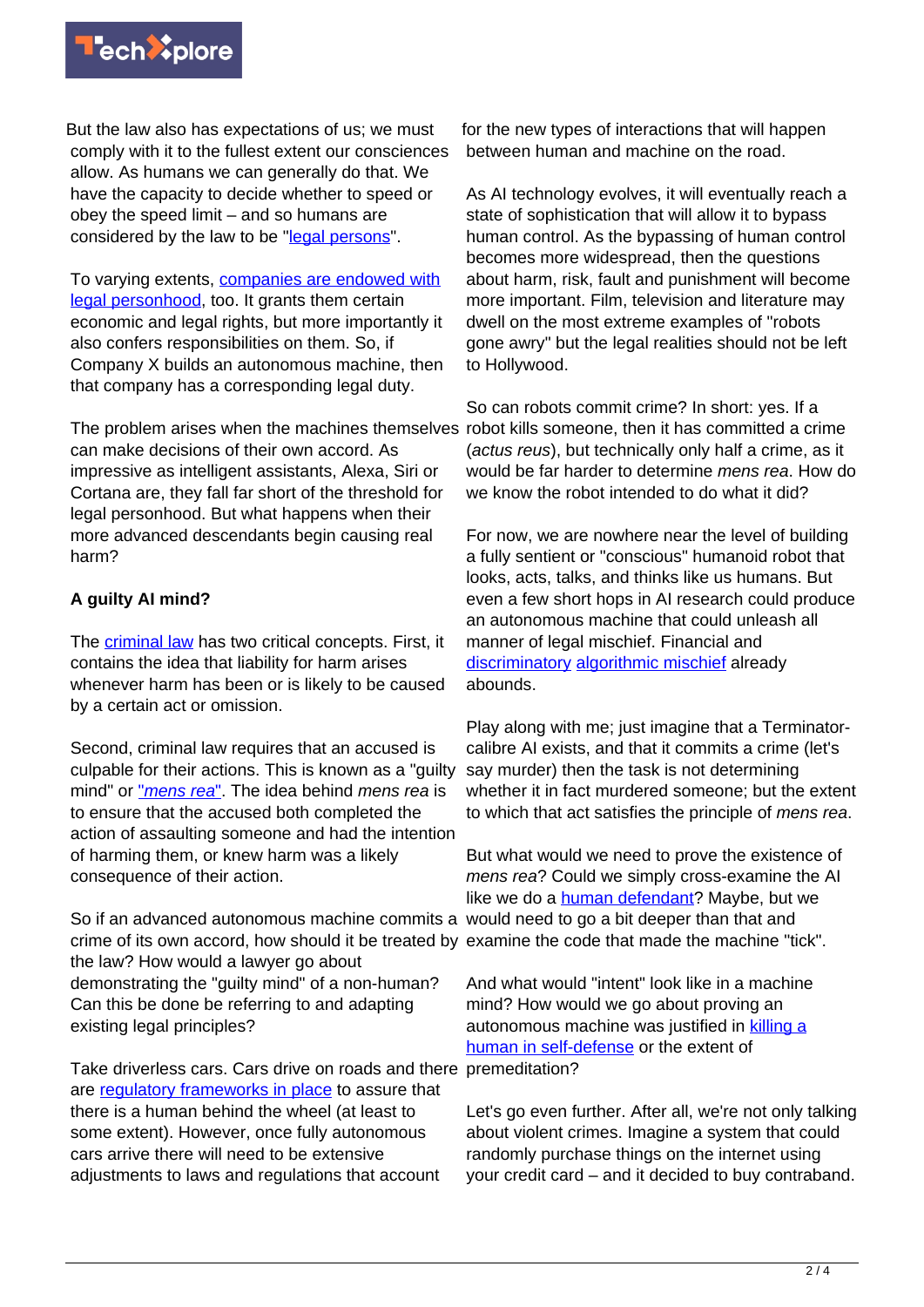But the law also has expectations of us; we must comply with it to the fullest extent our consciences allow. As humans we can generally do that. We have the capacity to decide whether to speed or obey the speed limit – and so humans are considered by the law to be "legal persons".

To varying extents, companies are endowed with legal personhood, too. It grants them certain economic and legal rights, but more importantly it also confers responsibilities on them. So, if Company X builds an autonomous machine, then that company has a corresponding legal duty.

The problem arises when the machines themselves can make decisions of their own accord. As impressive as intelligent assistants, Alexa, Siri or Cortana are, they fall far short of the threshold for legal personhood. But what happens when their more advanced descendants begin causing real harm?

**A guilty AI mind?**

The criminal law has two critical concepts. First, it contains the idea that liability for harm arises whenever harm has been or is likely to be caused by a certain act or omission.

Second, criminal law requires that an accused is culpable for their actions. This is known as a "guilty mind" or "*mens rea*". The idea behind *mens rea* is to ensure that the accused both completed the action of assaulting someone and had the intention of harming them, or knew harm was a likely consequence of their action.

So if an advanced autonomous machine commits a crime of its own accord, how should it be treated by the law? How would a lawyer go about demonstrating the "guilty mind" of a non-human? Can this be done be referring to and adapting existing legal principles?

Take driverless cars. Cars drive on roads and there are regulatory frameworks in place to assure that there is a human behind the wheel (at least to some extent). However, once fully autonomous cars arrive there will need to be extensive adjustments to laws and regulations that account for the new types of interactions that will happen between human and machine on the road.

As AI technology evolves, it will eventually reach a state of sophistication that will allow it to bypass human control. As the bypassing of human control becomes more widespread, then the questions about harm, risk, fault and punishment will become more important. Film, television and literature may dwell on the most extreme examples of "robots gone awry" but the legal realities should not be left to Hollywood.

So can robots commit crime? In short: yes. If a robot kills someone, then it has committed a crime (*actus reus*), but technically only half a crime, as it would be far harder to determine *mens rea*. How do we know the robot intended to do what it did?

For now, we are nowhere near the level of building a fully sentient or "conscious" humanoid robot that looks, acts, talks, and thinks like us humans. But even a few short hops in AI research could produce an autonomous machine that could unleash all manner of legal mischief. Financial and discriminatory algorithmic mischief already abounds.

Play along with me; just imagine that a Terminator-calibre AI exists, and that it commits a crime (let's say murder) then the task is not determining whether it in fact murdered someone; but the extent to which that act satisfies the principle of *mens rea*.

But what would we need to prove the existence of *mens rea*? Could we simply cross-examine the AI like we do a human defendant? Maybe, but we would need to go a bit deeper than that and examine the code that made the machine "tick".

And what would "intent" look like in a machine mind? How would we go about proving an autonomous machine was justified in killing a human in self-defense or the extent of premeditation?

Let's go even further. After all, we're not only talking about violent crimes. Imagine a system that could randomly purchase things on the internet using your credit card – and it decided to buy contraband.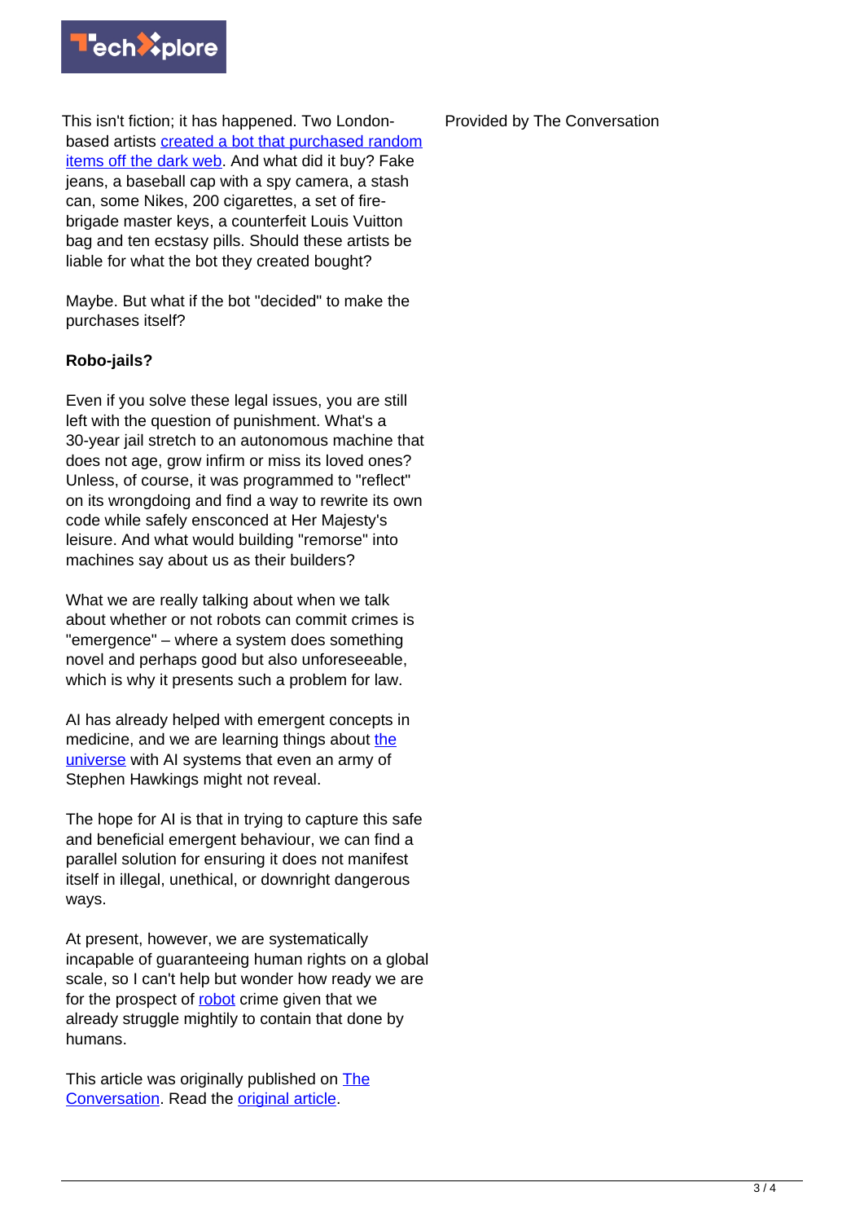This isn't fiction; it has happened. Two London-based artists created a bot that purchased random items off the dark web. And what did it buy? Fake jeans, a baseball cap with a spy camera, a stash can, some Nikes, 200 cigarettes, a set of fire-brigade master keys, a counterfeit Louis Vuitton bag and ten ecstasy pills. Should these artists be liable for what the bot they created bought?

Maybe. But what if the bot "decided" to make the purchases itself?

**Robo-jails?**

Even if you solve these legal issues, you are still left with the question of punishment. What's a 30-year jail stretch to an autonomous machine that does not age, grow infirm or miss its loved ones? Unless, of course, it was programmed to "reflect" on its wrongdoing and find a way to rewrite its own code while safely ensconced at Her Majesty's leisure. And what would building "remorse" into machines say about us as their builders?

What we are really talking about when we talk about whether or not robots can commit crimes is "emergence" – where a system does something novel and perhaps good but also unforeseeable, which is why it presents such a problem for law.

AI has already helped with emergent concepts in medicine, and we are learning things about the universe with AI systems that even an army of Stephen Hawkings might not reveal.

The hope for AI is that in trying to capture this safe and beneficial emergent behaviour, we can find a parallel solution for ensuring it does not manifest itself in illegal, unethical, or downright dangerous ways.

At present, however, we are systematically incapable of guaranteeing human rights on a global scale, so I can't help but wonder how ready we are for the prospect of robot crime given that we already struggle mightily to contain that done by humans.

This article was originally published on The Conversation. Read the original article.

Provided by The Conversation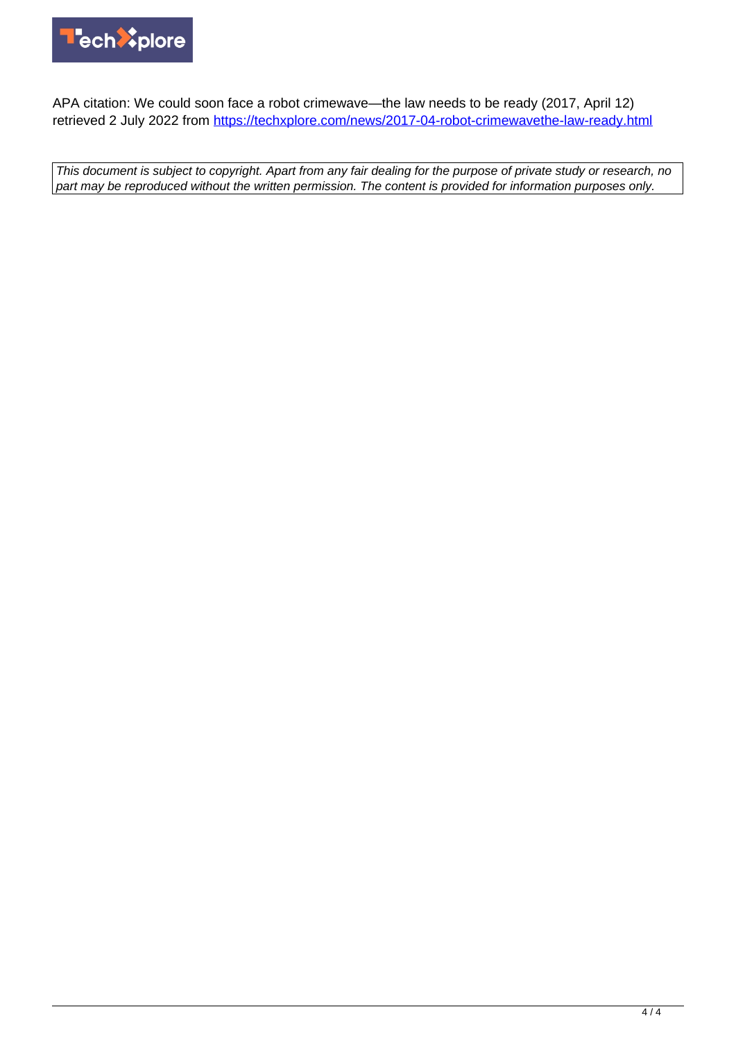APA citation: We could soon face a robot crimewave—the law needs to be ready (2017, April 12) retrieved 2 July 2022 from https://techxplore.com/news/2017-04-robot-crimewavethe-law-ready.html

*This document is subject to copyright. Apart from any fair dealing for the purpose of private study or research, no part may be reproduced without the written permission. The content is provided for information purposes only.*